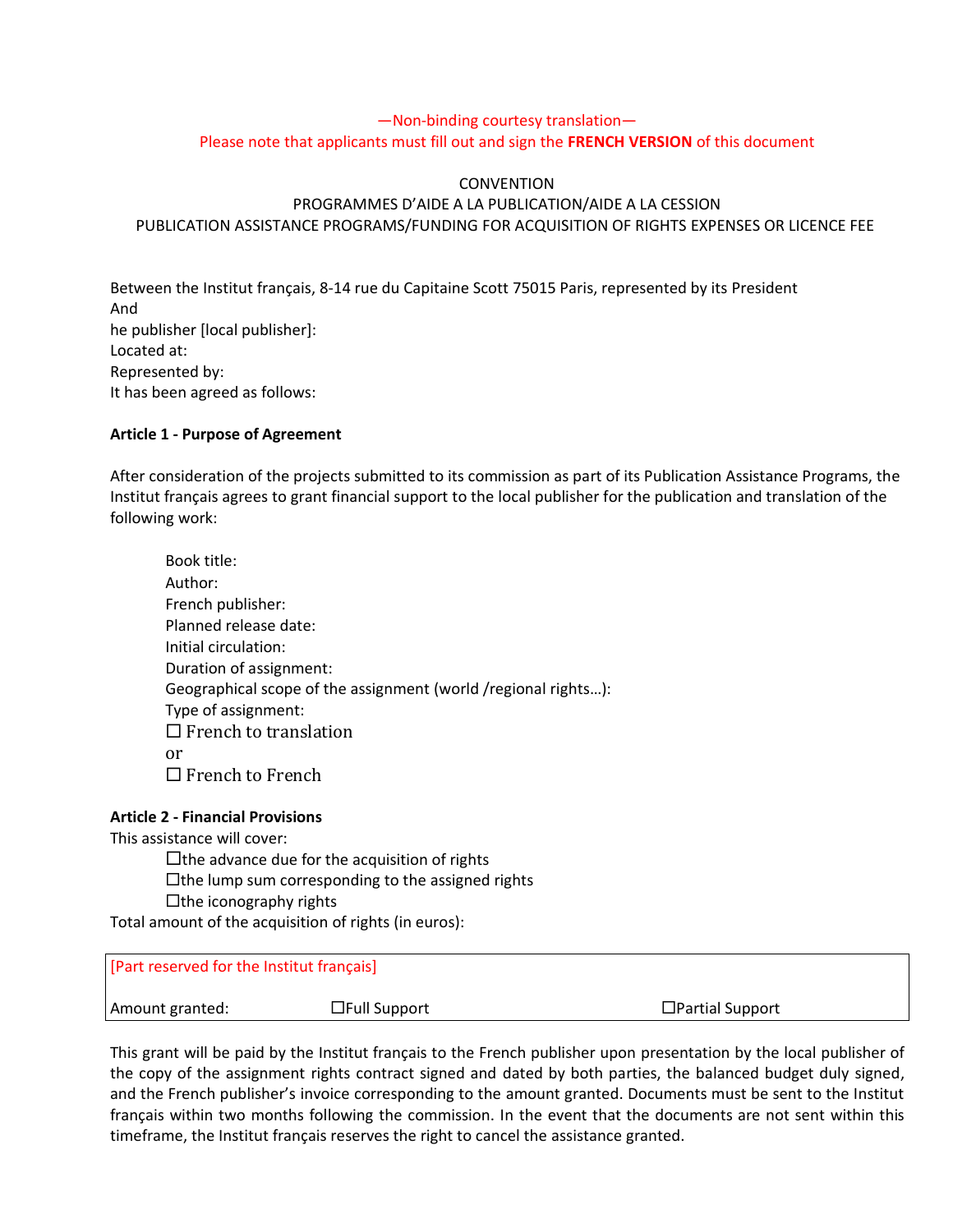—Non-binding courtesy translation—

Please note that applicants must fill out and sign the **FRENCH VERSION** of this document

CONVENTION

PROGRAMMES D'AIDE A LA PUBLICATION/AIDE A LA CESSION

PUBLICATION ASSISTANCE PROGRAMS/FUNDING FOR ACQUISITION OF RIGHTS EXPENSES OR LICENCE FEE

Between the Institut français, 8-14 rue du Capitaine Scott 75015 Paris, represented by its President
And
he publisher [local publisher]:
Located at:
Represented by:
It has been agreed as follows:

**Article 1 - Purpose of Agreement**

After consideration of the projects submitted to its commission as part of its Publication Assistance Programs, the Institut français agrees to grant financial support to the local publisher for the publication and translation of the following work:

Book title:
Author:
French publisher:
Planned release date:
Initial circulation:
Duration of assignment:
Geographical scope of the assignment (world /regional rights…):
Type of assignment:
☐ French to translation
or
☐ French to French

**Article 2 - Financial Provisions**

This assistance will cover:

☐the advance due for the acquisition of rights
☐the lump sum corresponding to the assigned rights
☐the iconography rights

Total amount of the acquisition of rights (in euros):

| [Part reserved for the Institut français] | | |
|---|---|---|
| Amount granted: | ☐Full Support | ☐Partial Support |

This grant will be paid by the Institut français to the French publisher upon presentation by the local publisher of the copy of the assignment rights contract signed and dated by both parties, the balanced budget duly signed, and the French publisher's invoice corresponding to the amount granted. Documents must be sent to the Institut français within two months following the commission. In the event that the documents are not sent within this timeframe, the Institut français reserves the right to cancel the assistance granted.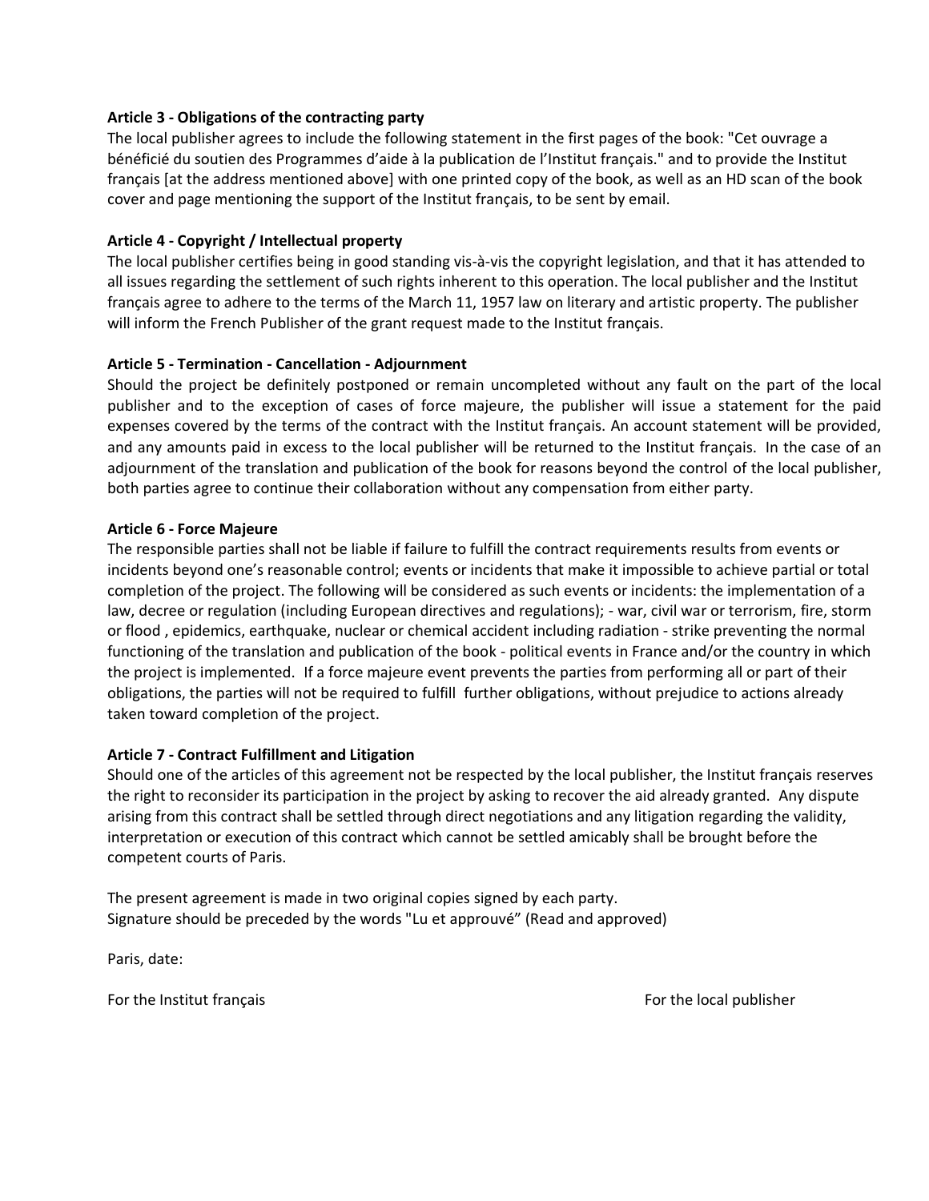**Article 3 - Obligations of the contracting party**

The local publisher agrees to include the following statement in the first pages of the book: "Cet ouvrage a bénéficié du soutien des Programmes d'aide à la publication de l'Institut français." and to provide the Institut français [at the address mentioned above] with one printed copy of the book, as well as an HD scan of the book cover and page mentioning the support of the Institut français, to be sent by email.

**Article 4 - Copyright / Intellectual property**

The local publisher certifies being in good standing vis-à-vis the copyright legislation, and that it has attended to all issues regarding the settlement of such rights inherent to this operation. The local publisher and the Institut français agree to adhere to the terms of the March 11, 1957 law on literary and artistic property. The publisher will inform the French Publisher of the grant request made to the Institut français.

**Article 5 - Termination - Cancellation - Adjournment**

Should the project be definitely postponed or remain uncompleted without any fault on the part of the local publisher and to the exception of cases of force majeure, the publisher will issue a statement for the paid expenses covered by the terms of the contract with the Institut français. An account statement will be provided, and any amounts paid in excess to the local publisher will be returned to the Institut français. In the case of an adjournment of the translation and publication of the book for reasons beyond the control of the local publisher, both parties agree to continue their collaboration without any compensation from either party.

**Article 6 - Force Majeure**

The responsible parties shall not be liable if failure to fulfill the contract requirements results from events or incidents beyond one's reasonable control; events or incidents that make it impossible to achieve partial or total completion of the project. The following will be considered as such events or incidents: the implementation of a law, decree or regulation (including European directives and regulations); - war, civil war or terrorism, fire, storm or flood , epidemics, earthquake, nuclear or chemical accident including radiation - strike preventing the normal functioning of the translation and publication of the book - political events in France and/or the country in which the project is implemented. If a force majeure event prevents the parties from performing all or part of their obligations, the parties will not be required to fulfill further obligations, without prejudice to actions already taken toward completion of the project.

**Article 7 - Contract Fulfillment and Litigation**

Should one of the articles of this agreement not be respected by the local publisher, the Institut français reserves the right to reconsider its participation in the project by asking to recover the aid already granted. Any dispute arising from this contract shall be settled through direct negotiations and any litigation regarding the validity, interpretation or execution of this contract which cannot be settled amicably shall be brought before the competent courts of Paris.

The present agreement is made in two original copies signed by each party.
Signature should be preceded by the words "Lu et approuvé" (Read and approved)

Paris, date:

For the Institut français

For the local publisher